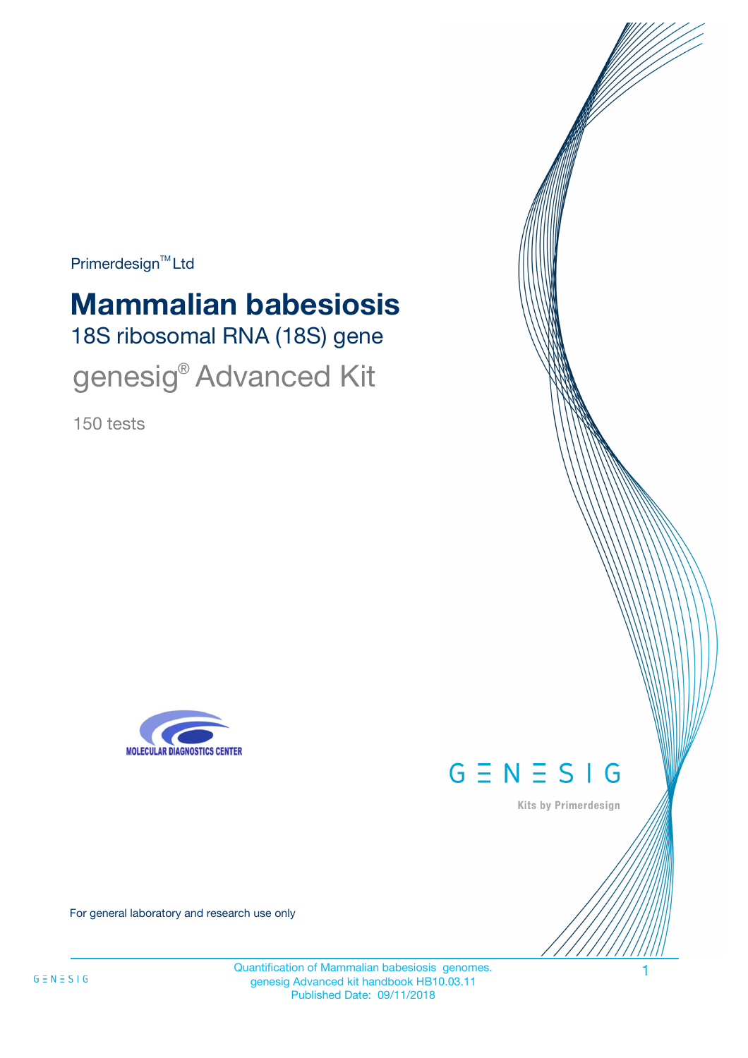Primerdesign™ Ltd

# Mammalian babesiosis

## 18S ribosomal RNA (18S) gene

## genesig® Advanced Kit

150 tests

MOLECULAR DIAGNOSTICS CENTER

GENESIG

Kits by Primerdesign

For general laboratory and research use only

Quantification of Mammalian babesiosis genomes.
genesig Advanced kit handbook HB10.03.11
Published Date: 09/11/2018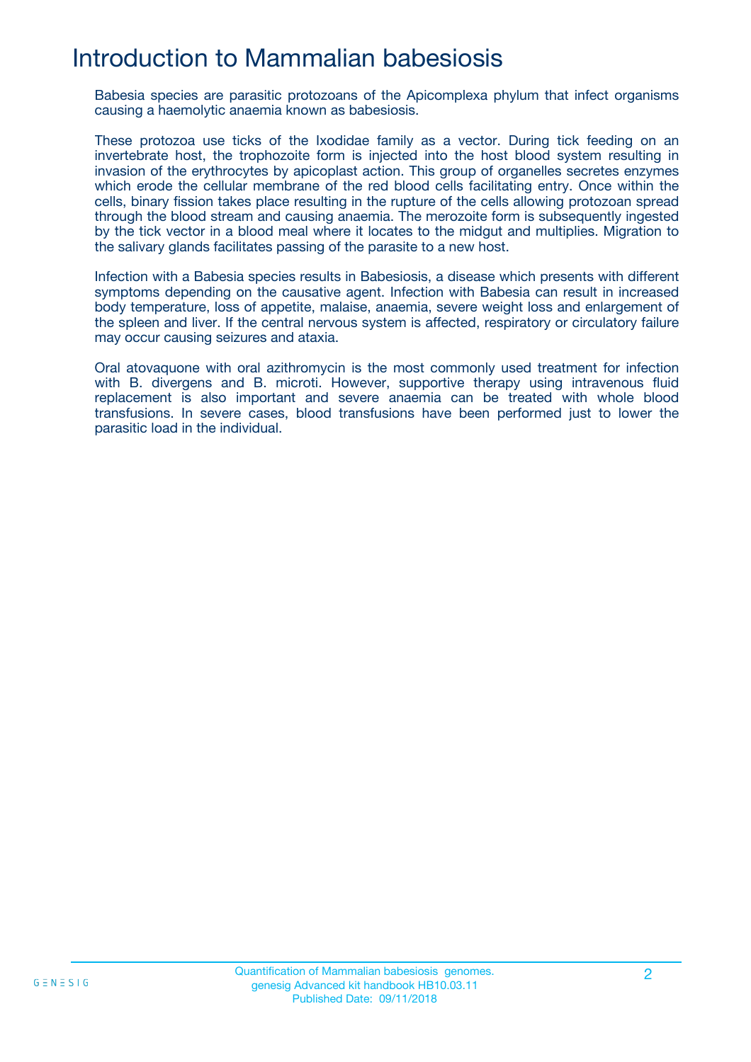# Introduction to Mammalian babesiosis

Babesia species are parasitic protozoans of the Apicomplexa phylum that infect organisms causing a haemolytic anaemia known as babesiosis.

These protozoa use ticks of the Ixodidae family as a vector. During tick feeding on an invertebrate host, the trophozoite form is injected into the host blood system resulting in invasion of the erythrocytes by apicoplast action. This group of organelles secretes enzymes which erode the cellular membrane of the red blood cells facilitating entry. Once within the cells, binary fission takes place resulting in the rupture of the cells allowing protozoan spread through the blood stream and causing anaemia. The merozoite form is subsequently ingested by the tick vector in a blood meal where it locates to the midgut and multiplies. Migration to the salivary glands facilitates passing of the parasite to a new host.

Infection with a Babesia species results in Babesiosis, a disease which presents with different symptoms depending on the causative agent. Infection with Babesia can result in increased body temperature, loss of appetite, malaise, anaemia, severe weight loss and enlargement of the spleen and liver. If the central nervous system is affected, respiratory or circulatory failure may occur causing seizures and ataxia.

Oral atovaquone with oral azithromycin is the most commonly used treatment for infection with B. divergens and B. microti. However, supportive therapy using intravenous fluid replacement is also important and severe anaemia can be treated with whole blood transfusions. In severe cases, blood transfusions have been performed just to lower the parasitic load in the individual.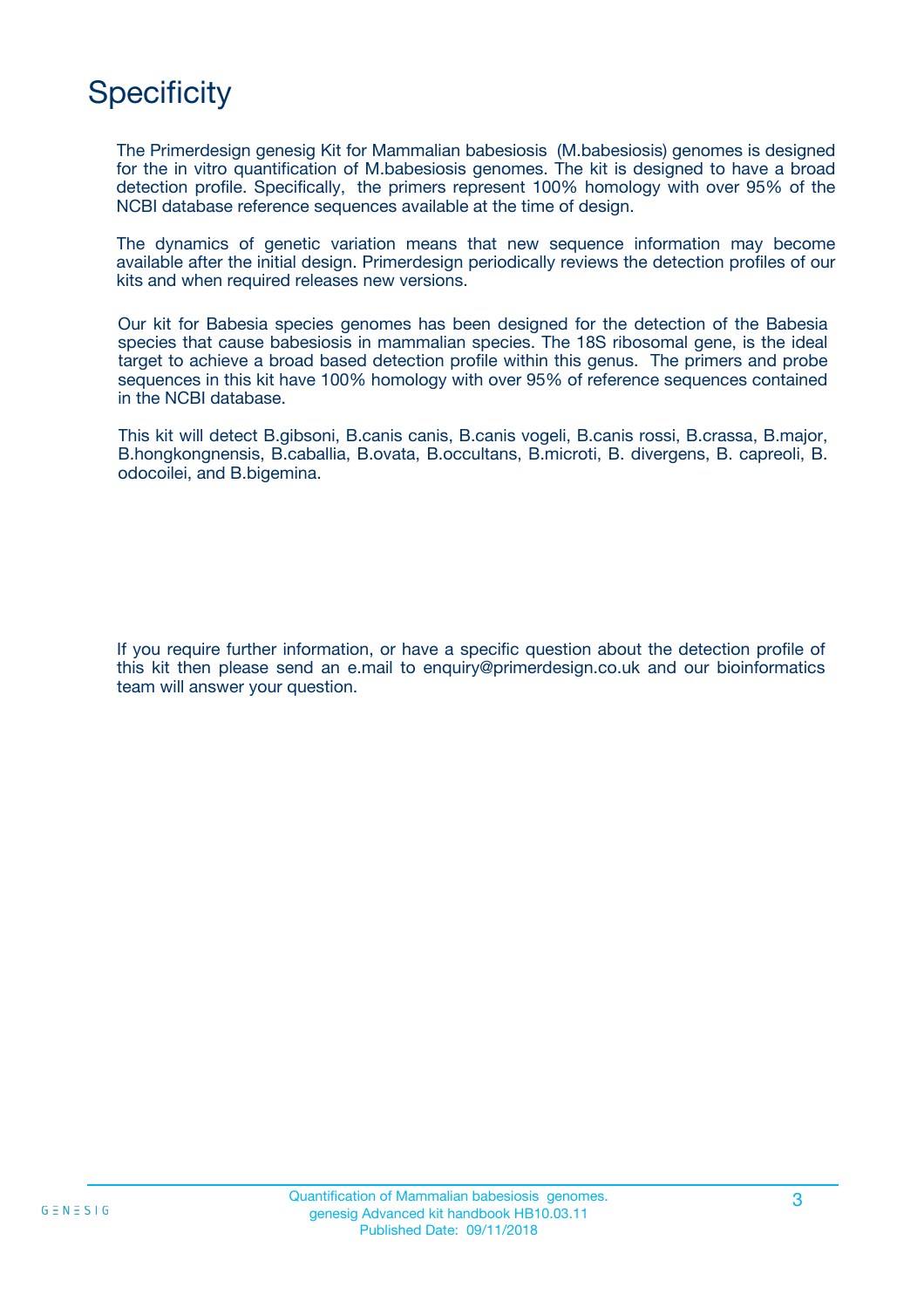# Specificity

The Primerdesign genesig Kit for Mammalian babesiosis (M.babesiosis) genomes is designed for the in vitro quantification of M.babesiosis genomes. The kit is designed to have a broad detection profile. Specifically, the primers represent 100% homology with over 95% of the NCBI database reference sequences available at the time of design.

The dynamics of genetic variation means that new sequence information may become available after the initial design. Primerdesign periodically reviews the detection profiles of our kits and when required releases new versions.

Our kit for Babesia species genomes has been designed for the detection of the Babesia species that cause babesiosis in mammalian species. The 18S ribosomal gene, is the ideal target to achieve a broad based detection profile within this genus. The primers and probe sequences in this kit have 100% homology with over 95% of reference sequences contained in the NCBI database.

This kit will detect B.gibsoni, B.canis canis, B.canis vogeli, B.canis rossi, B.crassa, B.major, B.hongkongnensis, B.caballia, B.ovata, B.occultans, B.microti, B. divergens, B. capreoli, B. odocoilei, and B.bigemina.

If you require further information, or have a specific question about the detection profile of this kit then please send an e.mail to enquiry@primerdesign.co.uk and our bioinformatics team will answer your question.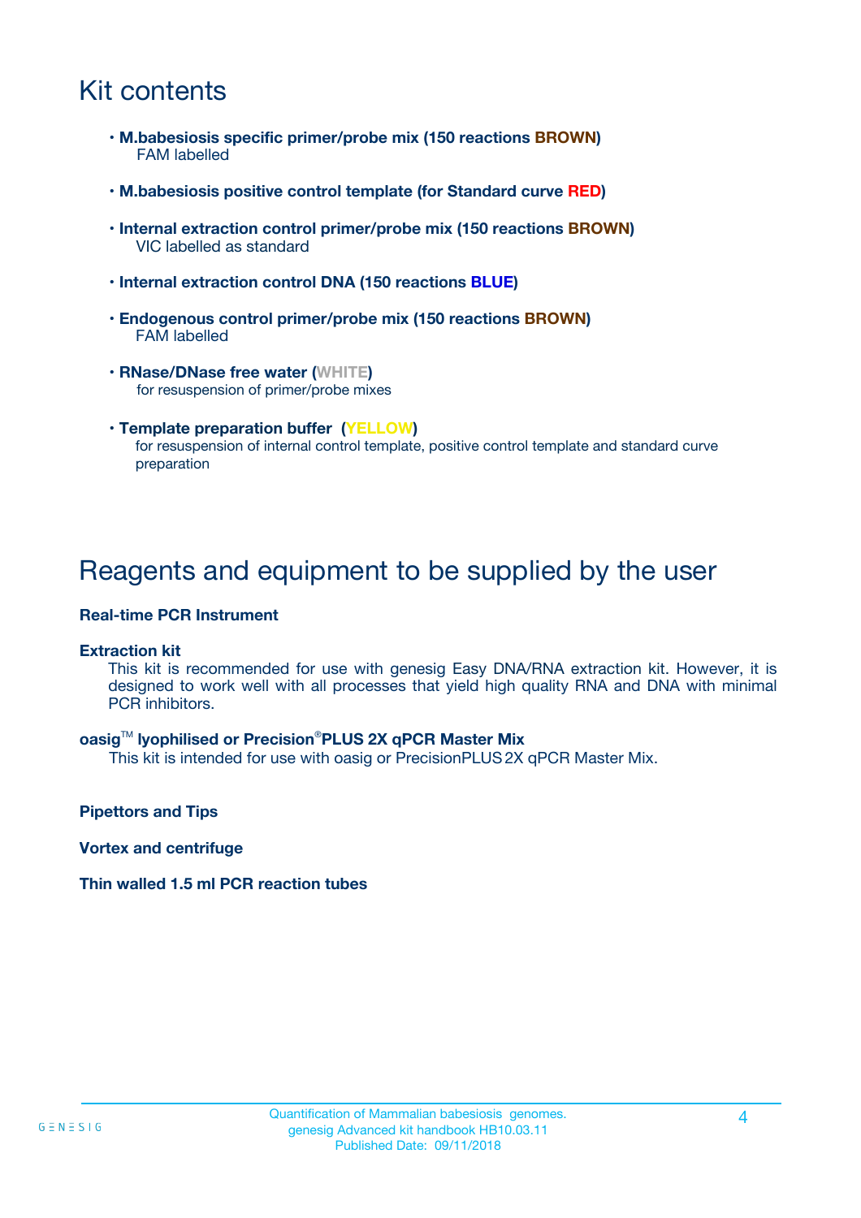# Kit contents

- **M.babesiosis specific primer/probe mix (150 reactions BROWN)**
  FAM labelled
- **M.babesiosis positive control template (for Standard curve RED)**
- **Internal extraction control primer/probe mix (150 reactions BROWN)**
  VIC labelled as standard
- **Internal extraction control DNA (150 reactions BLUE)**
- **Endogenous control primer/probe mix (150 reactions BROWN)**
  FAM labelled
- **RNase/DNase free water (WHITE)**
  for resuspension of primer/probe mixes
- **Template preparation buffer (YELLOW)**
  for resuspension of internal control template, positive control template and standard curve preparation

# Reagents and equipment to be supplied by the user

**Real-time PCR Instrument**

**Extraction kit**
This kit is recommended for use with genesig Easy DNA/RNA extraction kit. However, it is designed to work well with all processes that yield high quality RNA and DNA with minimal PCR inhibitors.

**oasig™ lyophilised or Precision®PLUS 2X qPCR Master Mix**
This kit is intended for use with oasig or PrecisionPLUS 2X qPCR Master Mix.

**Pipettors and Tips**

**Vortex and centrifuge**

**Thin walled 1.5 ml PCR reaction tubes**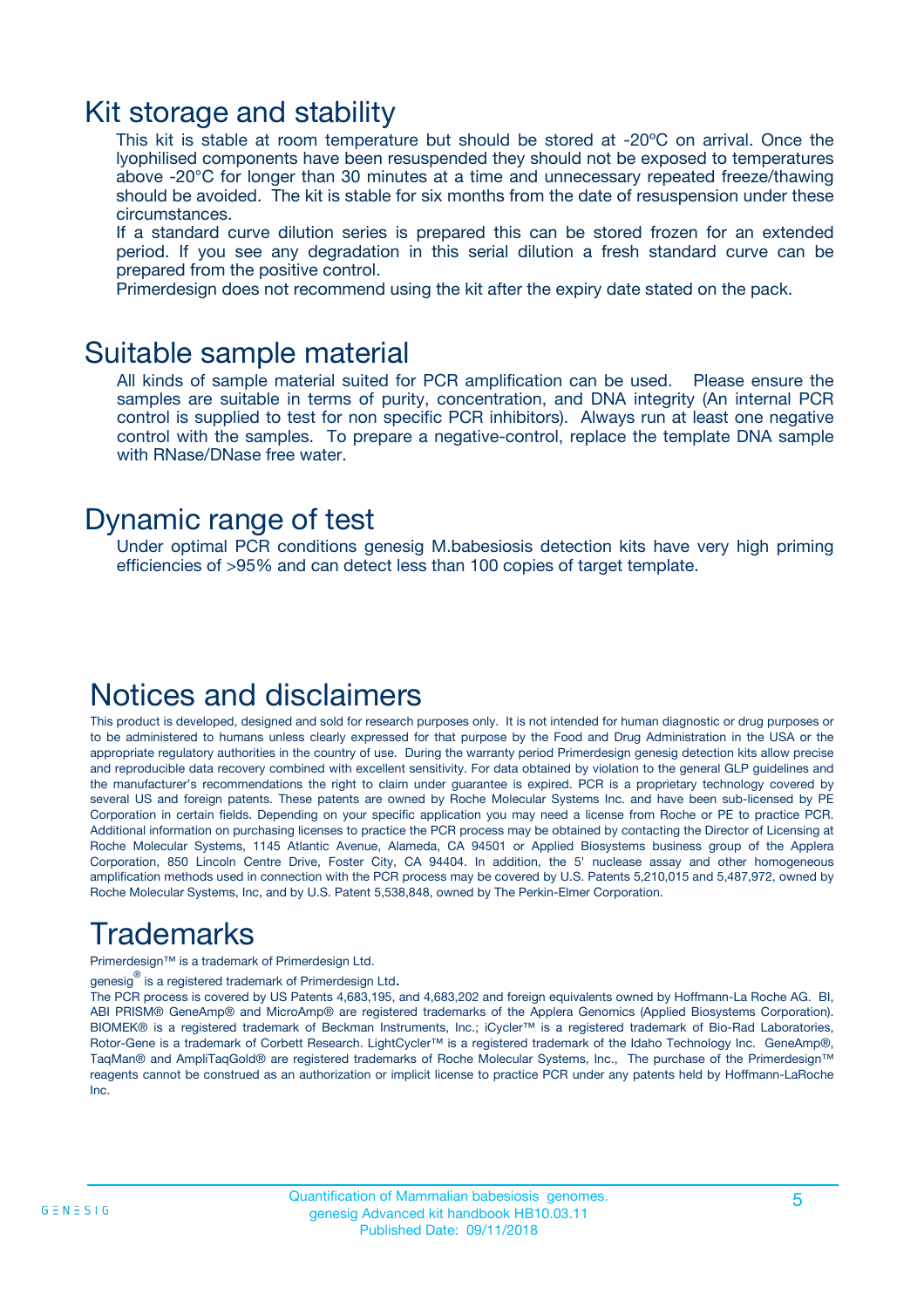# Kit storage and stability

This kit is stable at room temperature but should be stored at -20ºC on arrival. Once the lyophilised components have been resuspended they should not be exposed to temperatures above -20°C for longer than 30 minutes at a time and unnecessary repeated freeze/thawing should be avoided. The kit is stable for six months from the date of resuspension under these circumstances.

If a standard curve dilution series is prepared this can be stored frozen for an extended period. If you see any degradation in this serial dilution a fresh standard curve can be prepared from the positive control.

Primerdesign does not recommend using the kit after the expiry date stated on the pack.

# Suitable sample material

All kinds of sample material suited for PCR amplification can be used. Please ensure the samples are suitable in terms of purity, concentration, and DNA integrity (An internal PCR control is supplied to test for non specific PCR inhibitors). Always run at least one negative control with the samples. To prepare a negative-control, replace the template DNA sample with RNase/DNase free water.

# Dynamic range of test

Under optimal PCR conditions genesig M.babesiosis detection kits have very high priming efficiencies of >95% and can detect less than 100 copies of target template.

# Notices and disclaimers

This product is developed, designed and sold for research purposes only. It is not intended for human diagnostic or drug purposes or to be administered to humans unless clearly expressed for that purpose by the Food and Drug Administration in the USA or the appropriate regulatory authorities in the country of use. During the warranty period Primerdesign genesig detection kits allow precise and reproducible data recovery combined with excellent sensitivity. For data obtained by violation to the general GLP guidelines and the manufacturer's recommendations the right to claim under guarantee is expired. PCR is a proprietary technology covered by several US and foreign patents. These patents are owned by Roche Molecular Systems Inc. and have been sub-licensed by PE Corporation in certain fields. Depending on your specific application you may need a license from Roche or PE to practice PCR. Additional information on purchasing licenses to practice the PCR process may be obtained by contacting the Director of Licensing at Roche Molecular Systems, 1145 Atlantic Avenue, Alameda, CA 94501 or Applied Biosystems business group of the Applera Corporation, 850 Lincoln Centre Drive, Foster City, CA 94404. In addition, the 5' nuclease assay and other homogeneous amplification methods used in connection with the PCR process may be covered by U.S. Patents 5,210,015 and 5,487,972, owned by Roche Molecular Systems, Inc, and by U.S. Patent 5,538,848, owned by The Perkin-Elmer Corporation.

# Trademarks

Primerdesign™ is a trademark of Primerdesign Ltd.

genesig® is a registered trademark of Primerdesign Ltd.

The PCR process is covered by US Patents 4,683,195, and 4,683,202 and foreign equivalents owned by Hoffmann-La Roche AG. BI, ABI PRISM® GeneAmp® and MicroAmp® are registered trademarks of the Applera Genomics (Applied Biosystems Corporation). BIOMEK® is a registered trademark of Beckman Instruments, Inc.; iCycler™ is a registered trademark of Bio-Rad Laboratories, Rotor-Gene is a trademark of Corbett Research. LightCycler™ is a registered trademark of the Idaho Technology Inc. GeneAmp®, TaqMan® and AmpliTaqGold® are registered trademarks of Roche Molecular Systems, Inc., The purchase of the Primerdesign™ reagents cannot be construed as an authorization or implicit license to practice PCR under any patents held by Hoffmann-LaRoche Inc.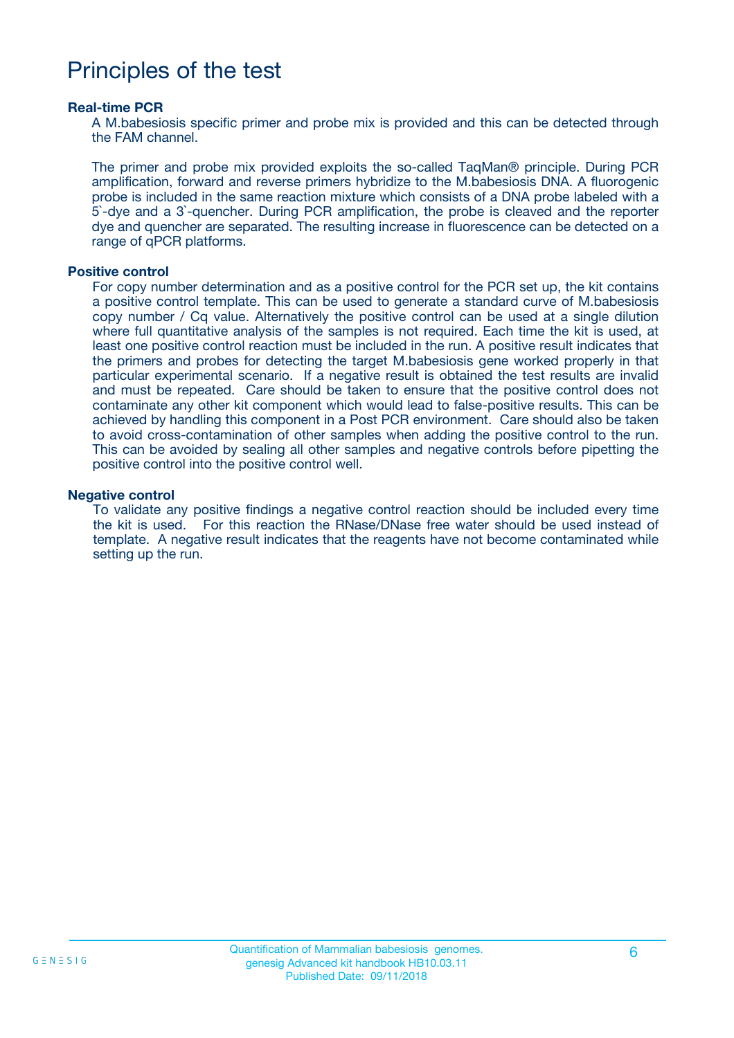# Principles of the test

### Real-time PCR

A M.babesiosis specific primer and probe mix is provided and this can be detected through the FAM channel.

The primer and probe mix provided exploits the so-called TaqMan® principle. During PCR amplification, forward and reverse primers hybridize to the M.babesiosis DNA. A fluorogenic probe is included in the same reaction mixture which consists of a DNA probe labeled with a 5`-dye and a 3`-quencher. During PCR amplification, the probe is cleaved and the reporter dye and quencher are separated. The resulting increase in fluorescence can be detected on a range of qPCR platforms.

### Positive control

For copy number determination and as a positive control for the PCR set up, the kit contains a positive control template. This can be used to generate a standard curve of M.babesiosis copy number / Cq value. Alternatively the positive control can be used at a single dilution where full quantitative analysis of the samples is not required. Each time the kit is used, at least one positive control reaction must be included in the run. A positive result indicates that the primers and probes for detecting the target M.babesiosis gene worked properly in that particular experimental scenario. If a negative result is obtained the test results are invalid and must be repeated. Care should be taken to ensure that the positive control does not contaminate any other kit component which would lead to false-positive results. This can be achieved by handling this component in a Post PCR environment. Care should also be taken to avoid cross-contamination of other samples when adding the positive control to the run. This can be avoided by sealing all other samples and negative controls before pipetting the positive control into the positive control well.

### Negative control

To validate any positive findings a negative control reaction should be included every time the kit is used. For this reaction the RNase/DNase free water should be used instead of template. A negative result indicates that the reagents have not become contaminated while setting up the run.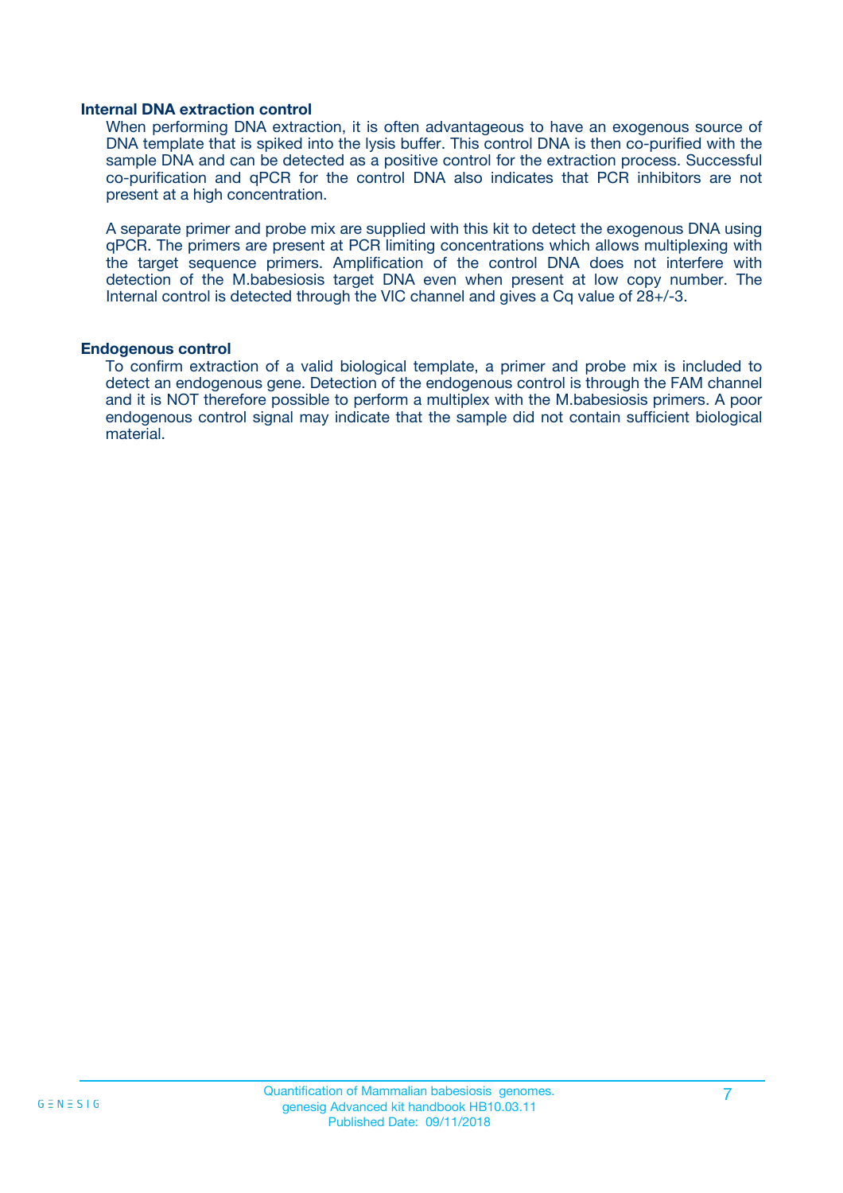### Internal DNA extraction control

When performing DNA extraction, it is often advantageous to have an exogenous source of DNA template that is spiked into the lysis buffer. This control DNA is then co-purified with the sample DNA and can be detected as a positive control for the extraction process. Successful co-purification and qPCR for the control DNA also indicates that PCR inhibitors are not present at a high concentration.

A separate primer and probe mix are supplied with this kit to detect the exogenous DNA using qPCR. The primers are present at PCR limiting concentrations which allows multiplexing with the target sequence primers. Amplification of the control DNA does not interfere with detection of the M.babesiosis target DNA even when present at low copy number. The Internal control is detected through the VIC channel and gives a Cq value of 28+/-3.

### Endogenous control

To confirm extraction of a valid biological template, a primer and probe mix is included to detect an endogenous gene. Detection of the endogenous control is through the FAM channel and it is NOT therefore possible to perform a multiplex with the M.babesiosis primers. A poor endogenous control signal may indicate that the sample did not contain sufficient biological material.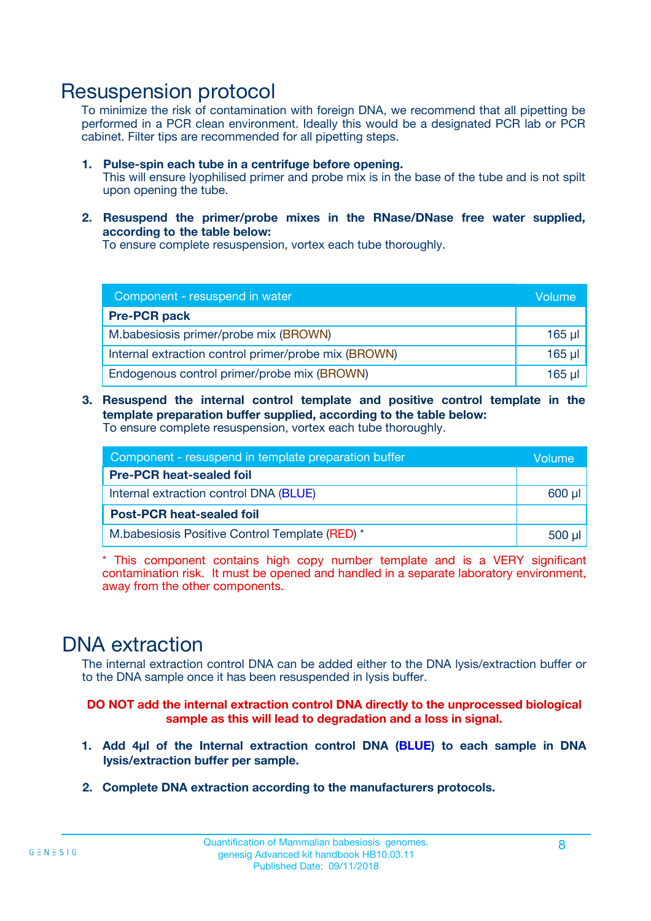# Resuspension protocol

To minimize the risk of contamination with foreign DNA, we recommend that all pipetting be performed in a PCR clean environment. Ideally this would be a designated PCR lab or PCR cabinet. Filter tips are recommended for all pipetting steps.

1. **Pulse-spin each tube in a centrifuge before opening.**
   This will ensure lyophilised primer and probe mix is in the base of the tube and is not spilt upon opening the tube.

2. **Resuspend the primer/probe mixes in the RNase/DNase free water supplied, according to the table below:**
   To ensure complete resuspension, vortex each tube thoroughly.

| Component - resuspend in water | Volume |
|---|---|
| **Pre-PCR pack** | |
| M.babesiosis primer/probe mix (BROWN) | 165 µl |
| Internal extraction control primer/probe mix (BROWN) | 165 µl |
| Endogenous control primer/probe mix (BROWN) | 165 µl |

3. **Resuspend the internal control template and positive control template in the template preparation buffer supplied, according to the table below:**
   To ensure complete resuspension, vortex each tube thoroughly.

| Component - resuspend in template preparation buffer | Volume |
|---|---|
| **Pre-PCR heat-sealed foil** | |
| Internal extraction control DNA (BLUE) | 600 µl |
| **Post-PCR heat-sealed foil** | |
| M.babesiosis Positive Control Template (RED) * | 500 µl |

\* This component contains high copy number template and is a VERY significant contamination risk. It must be opened and handled in a separate laboratory environment, away from the other components.

# DNA extraction

The internal extraction control DNA can be added either to the DNA lysis/extraction buffer or to the DNA sample once it has been resuspended in lysis buffer.

**DO NOT add the internal extraction control DNA directly to the unprocessed biological sample as this will lead to degradation and a loss in signal.**

1. **Add 4µl of the Internal extraction control DNA (BLUE) to each sample in DNA lysis/extraction buffer per sample.**

2. **Complete DNA extraction according to the manufacturers protocols.**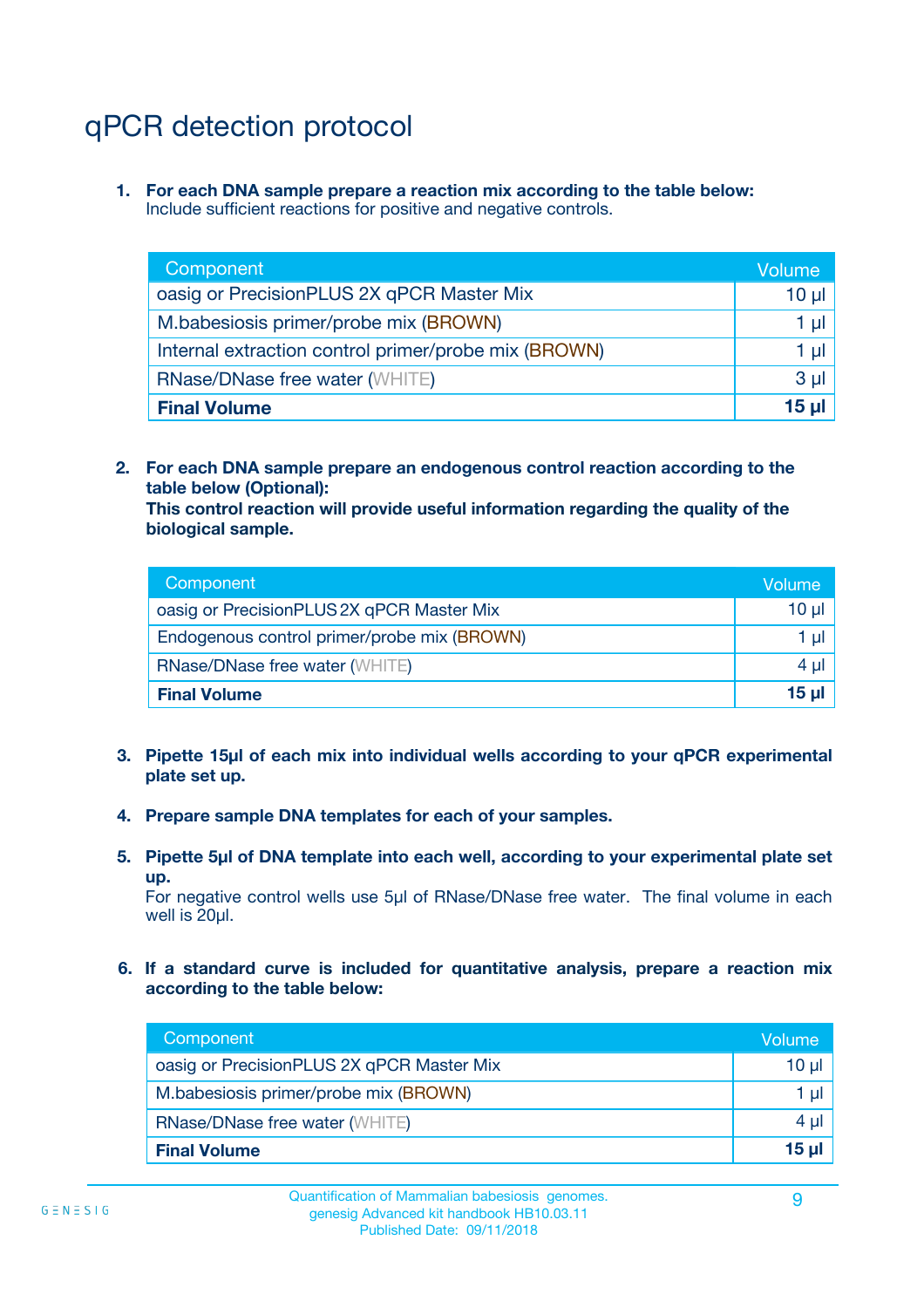# qPCR detection protocol

1. **For each DNA sample prepare a reaction mix according to the table below:**
   Include sufficient reactions for positive and negative controls.

| Component | Volume |
|---|---|
| oasig or PrecisionPLUS 2X qPCR Master Mix | 10 µl |
| M.babesiosis primer/probe mix (BROWN) | 1 µl |
| Internal extraction control primer/probe mix (BROWN) | 1 µl |
| RNase/DNase free water (WHITE) | 3 µl |
| **Final Volume** | **15 µl** |

2. **For each DNA sample prepare an endogenous control reaction according to the table below (Optional):**
   **This control reaction will provide useful information regarding the quality of the biological sample.**

| Component | Volume |
|---|---|
| oasig or PrecisionPLUS 2X qPCR Master Mix | 10 µl |
| Endogenous control primer/probe mix (BROWN) | 1 µl |
| RNase/DNase free water (WHITE) | 4 µl |
| **Final Volume** | **15 µl** |

3. **Pipette 15µl of each mix into individual wells according to your qPCR experimental plate set up.**

4. **Prepare sample DNA templates for each of your samples.**

5. **Pipette 5µl of DNA template into each well, according to your experimental plate set up.**
   For negative control wells use 5µl of RNase/DNase free water. The final volume in each well is 20µl.

6. **If a standard curve is included for quantitative analysis, prepare a reaction mix according to the table below:**

| Component | Volume |
|---|---|
| oasig or PrecisionPLUS 2X qPCR Master Mix | 10 µl |
| M.babesiosis primer/probe mix (BROWN) | 1 µl |
| RNase/DNase free water (WHITE) | 4 µl |
| **Final Volume** | **15 µl** |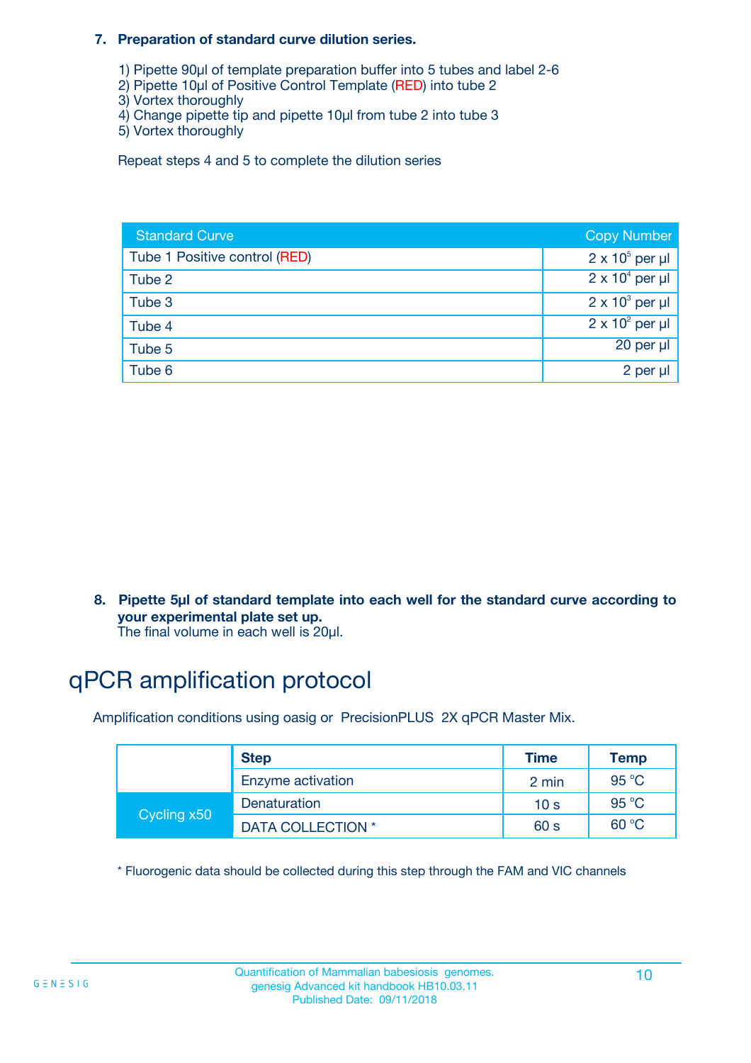7. **Preparation of standard curve dilution series.**

   1) Pipette 90µl of template preparation buffer into 5 tubes and label 2-6
   2) Pipette 10µl of Positive Control Template (RED) into tube 2
   3) Vortex thoroughly
   4) Change pipette tip and pipette 10µl from tube 2 into tube 3
   5) Vortex thoroughly

   Repeat steps 4 and 5 to complete the dilution series

| Standard Curve | Copy Number |
|---|---|
| Tube 1 Positive control (RED) | $2 \times 10^5$ per µl |
| Tube 2 | $2 \times 10^4$ per µl |
| Tube 3 | $2 \times 10^3$ per µl |
| Tube 4 | $2 \times 10^2$ per µl |
| Tube 5 | 20 per µl |
| Tube 6 | 2 per µl |

8. **Pipette 5µl of standard template into each well for the standard curve according to your experimental plate set up.**
   The final volume in each well is 20µl.

# qPCR amplification protocol

Amplification conditions using oasig or PrecisionPLUS 2X qPCR Master Mix.

| | Step | Time | Temp |
|---|---|---|---|
| | Enzyme activation | 2 min | 95 °C |
| Cycling x50 | Denaturation | 10 s | 95 °C |
| | DATA COLLECTION * | 60 s | 60 °C |

\* Fluorogenic data should be collected during this step through the FAM and VIC channels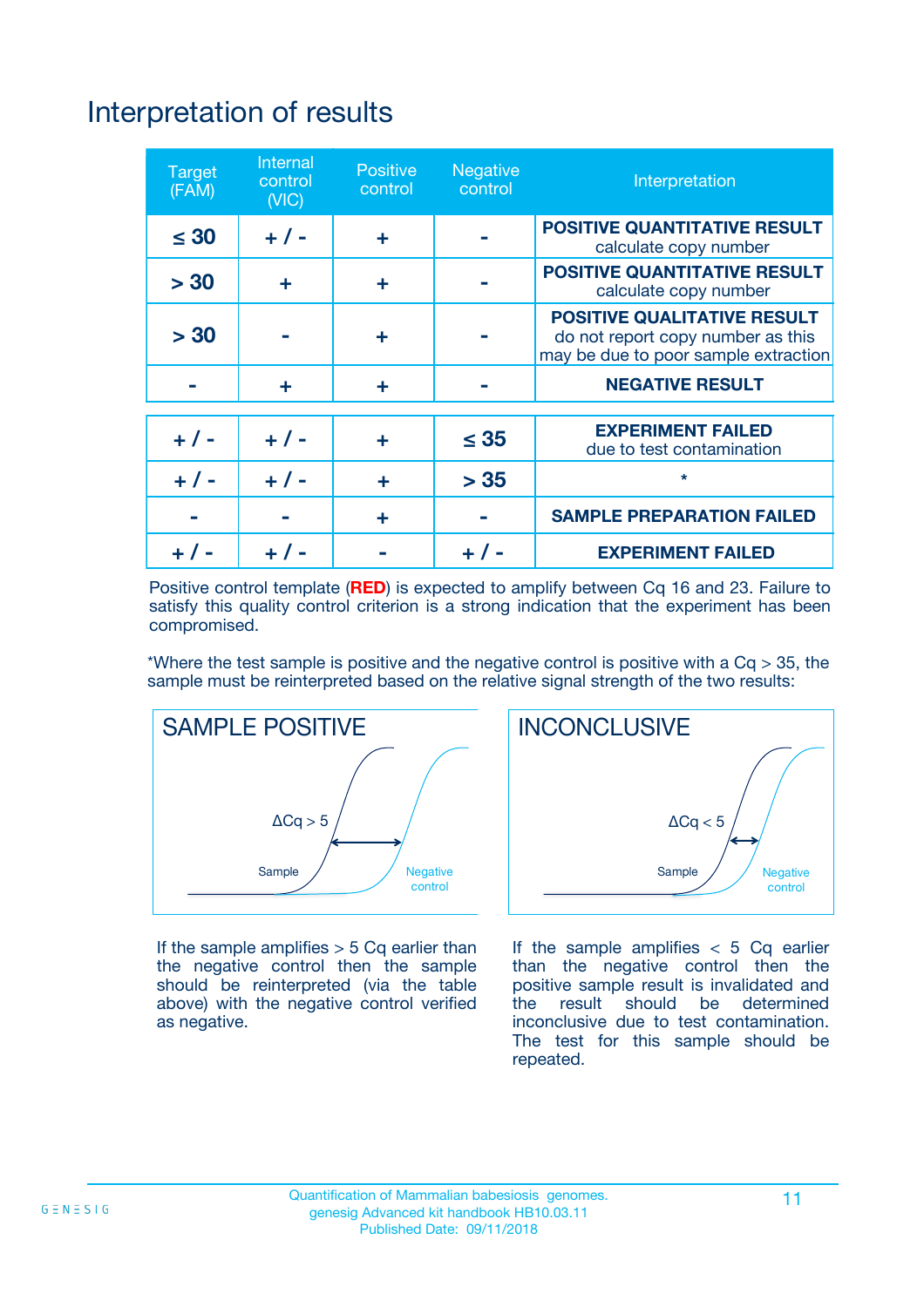# Interpretation of results

| Target (FAM) | Internal control (VIC) | Positive control | Negative control | Interpretation |
|---|---|---|---|---|
| ≤ 30 | + / - | + | - | **POSITIVE QUANTITATIVE RESULT** calculate copy number |
| > 30 | + | + | - | **POSITIVE QUANTITATIVE RESULT** calculate copy number |
| > 30 | - | + | - | **POSITIVE QUALITATIVE RESULT** do not report copy number as this may be due to poor sample extraction |
| - | + | + | - | **NEGATIVE RESULT** |
| + / - | + / - | + | ≤ 35 | **EXPERIMENT FAILED** due to test contamination |
| + / - | + / - | + | > 35 | * |
| - | - | + | - | **SAMPLE PREPARATION FAILED** |
| + / - | + / - | - | + / - | **EXPERIMENT FAILED** |

Positive control template (**RED**) is expected to amplify between Cq 16 and 23. Failure to satisfy this quality control criterion is a strong indication that the experiment has been compromised.

*Where the test sample is positive and the negative control is positive with a Cq > 35, the sample must be reinterpreted based on the relative signal strength of the two results:

**SAMPLE POSITIVE**

ΔCq > 5

Sample

Negative control

If the sample amplifies > 5 Cq earlier than the negative control then the sample should be reinterpreted (via the table above) with the negative control verified as negative.

**INCONCLUSIVE**

ΔCq < 5

Sample

Negative control

If the sample amplifies < 5 Cq earlier than the negative control then the positive sample result is invalidated and the result should be determined inconclusive due to test contamination. The test for this sample should be repeated.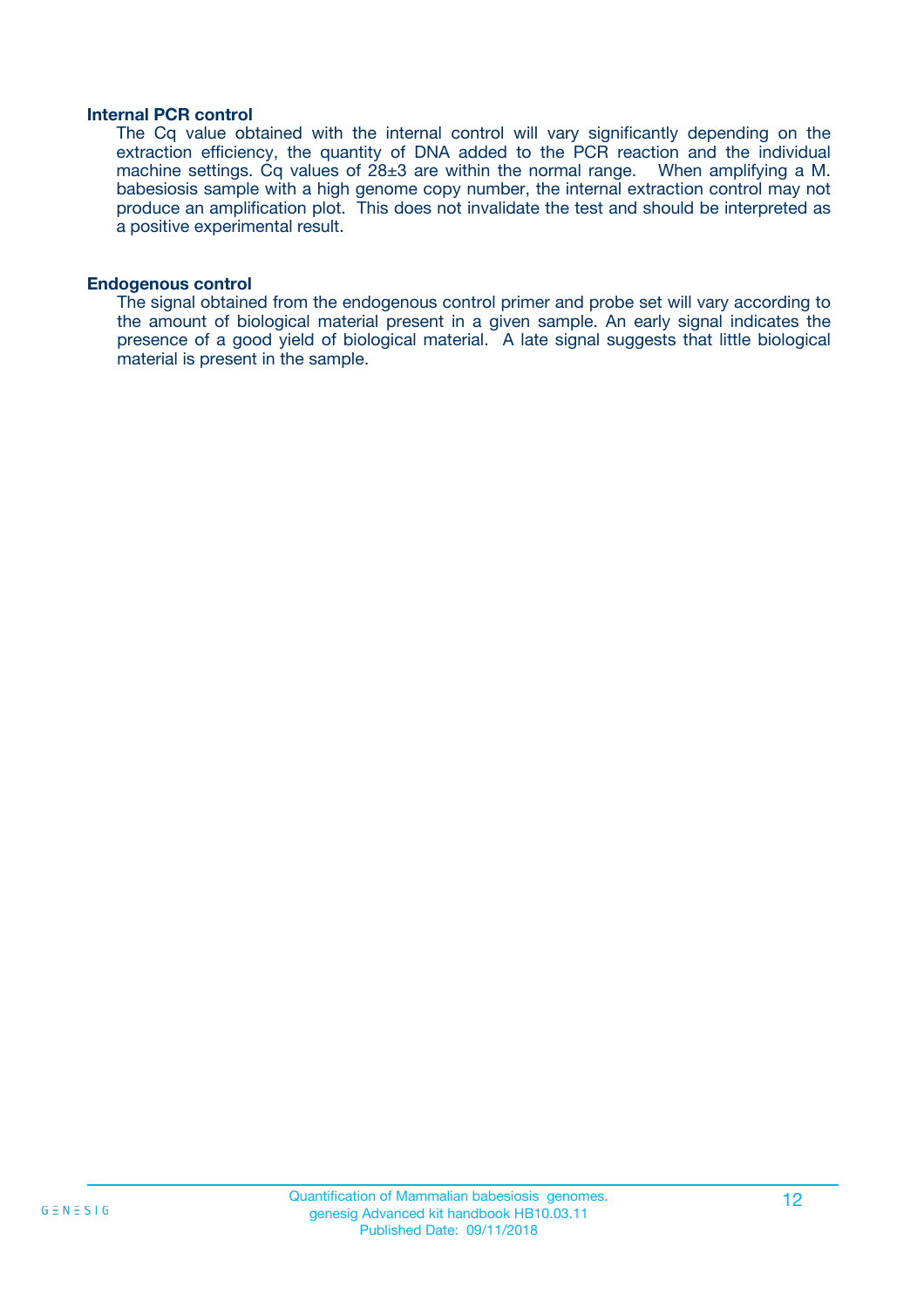### Internal PCR control

The Cq value obtained with the internal control will vary significantly depending on the extraction efficiency, the quantity of DNA added to the PCR reaction and the individual machine settings. Cq values of 28±3 are within the normal range. When amplifying a M. babesiosis sample with a high genome copy number, the internal extraction control may not produce an amplification plot. This does not invalidate the test and should be interpreted as a positive experimental result.

### Endogenous control

The signal obtained from the endogenous control primer and probe set will vary according to the amount of biological material present in a given sample. An early signal indicates the presence of a good yield of biological material. A late signal suggests that little biological material is present in the sample.